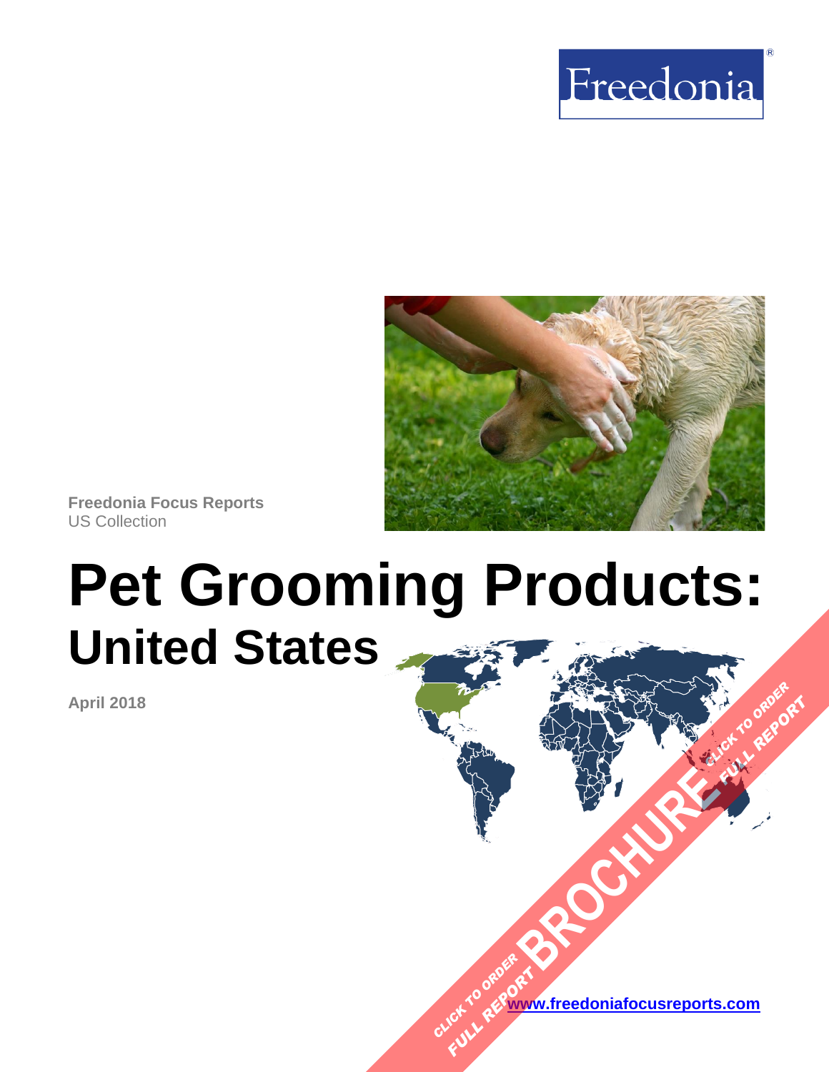Freedonia

Freedonia Focus Reports
US Collection

# Pet Grooming Products:
## United States

April 2018

CLICK TO ORDER FULL REPORT BROCHURE CLICK TO ORDER FULL REPORT

www.freedoniafocusreports.com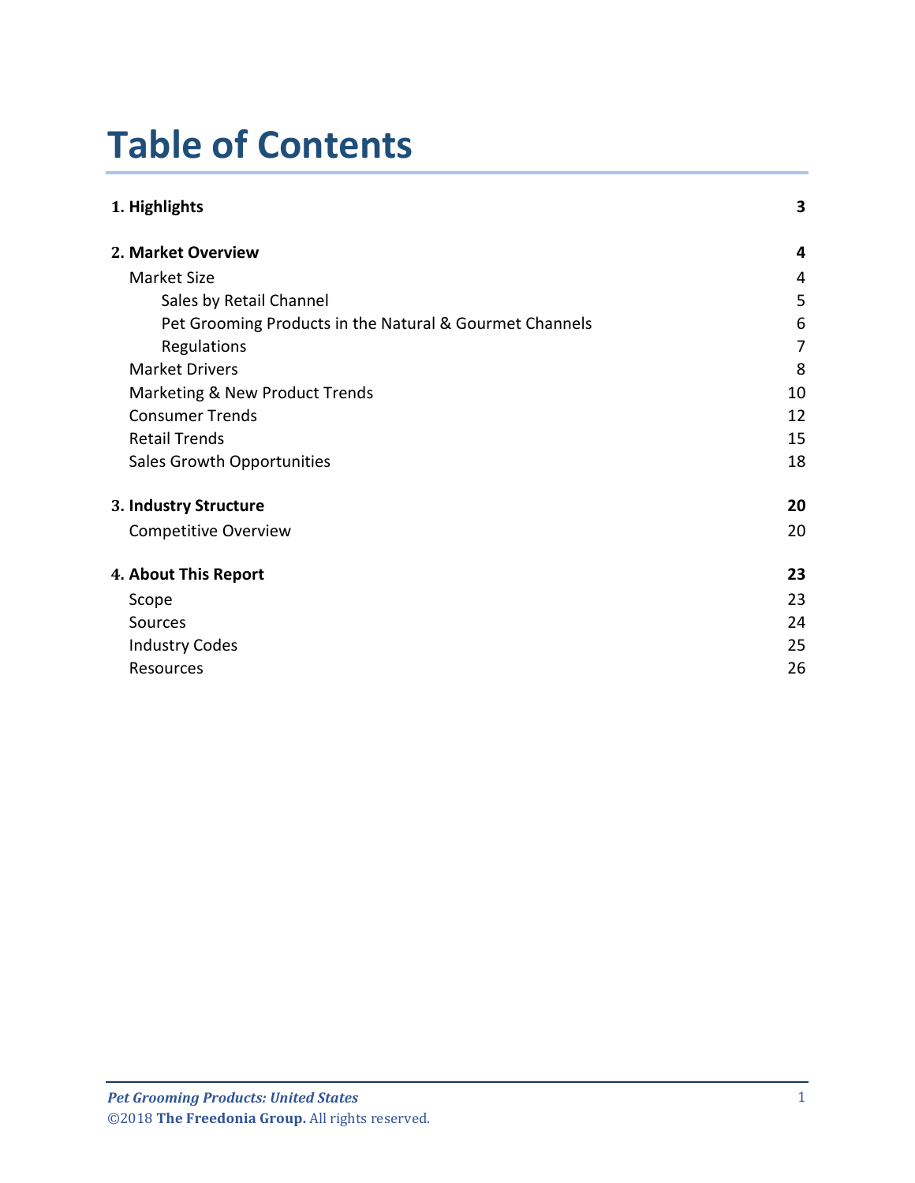# Table of Contents

| | |
|---|---|
| **1. Highlights** | **3** |
| **2. Market Overview** | **4** |
| Market Size | 4 |
| Sales by Retail Channel | 5 |
| Pet Grooming Products in the Natural & Gourmet Channels | 6 |
| Regulations | 7 |
| Market Drivers | 8 |
| Marketing & New Product Trends | 10 |
| Consumer Trends | 12 |
| Retail Trends | 15 |
| Sales Growth Opportunities | 18 |
| **3. Industry Structure** | **20** |
| Competitive Overview | 20 |
| **4. About This Report** | **23** |
| Scope | 23 |
| Sources | 24 |
| Industry Codes | 25 |
| Resources | 26 |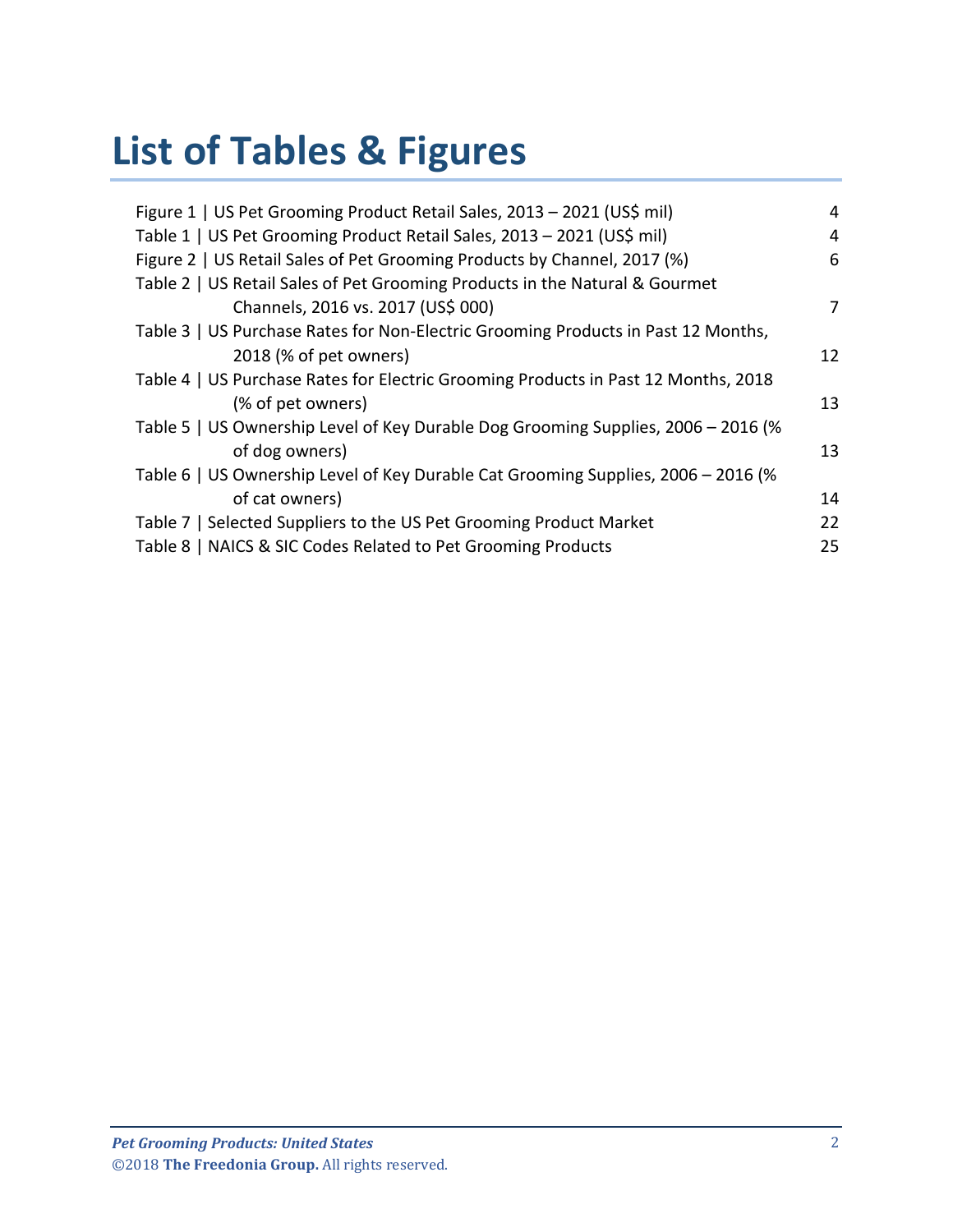# List of Tables & Figures

| | |
|---|---|
| Figure 1 \| US Pet Grooming Product Retail Sales, 2013 – 2021 (US$ mil) | 4 |
| Table 1 \| US Pet Grooming Product Retail Sales, 2013 – 2021 (US$ mil) | 4 |
| Figure 2 \| US Retail Sales of Pet Grooming Products by Channel, 2017 (%) | 6 |
| Table 2 \| US Retail Sales of Pet Grooming Products in the Natural & Gourmet Channels, 2016 vs. 2017 (US$ 000) | 7 |
| Table 3 \| US Purchase Rates for Non-Electric Grooming Products in Past 12 Months, 2018 (% of pet owners) | 12 |
| Table 4 \| US Purchase Rates for Electric Grooming Products in Past 12 Months, 2018 (% of pet owners) | 13 |
| Table 5 \| US Ownership Level of Key Durable Dog Grooming Supplies, 2006 – 2016 (% of dog owners) | 13 |
| Table 6 \| US Ownership Level of Key Durable Cat Grooming Supplies, 2006 – 2016 (% of cat owners) | 14 |
| Table 7 \| Selected Suppliers to the US Pet Grooming Product Market | 22 |
| Table 8 \| NAICS & SIC Codes Related to Pet Grooming Products | 25 |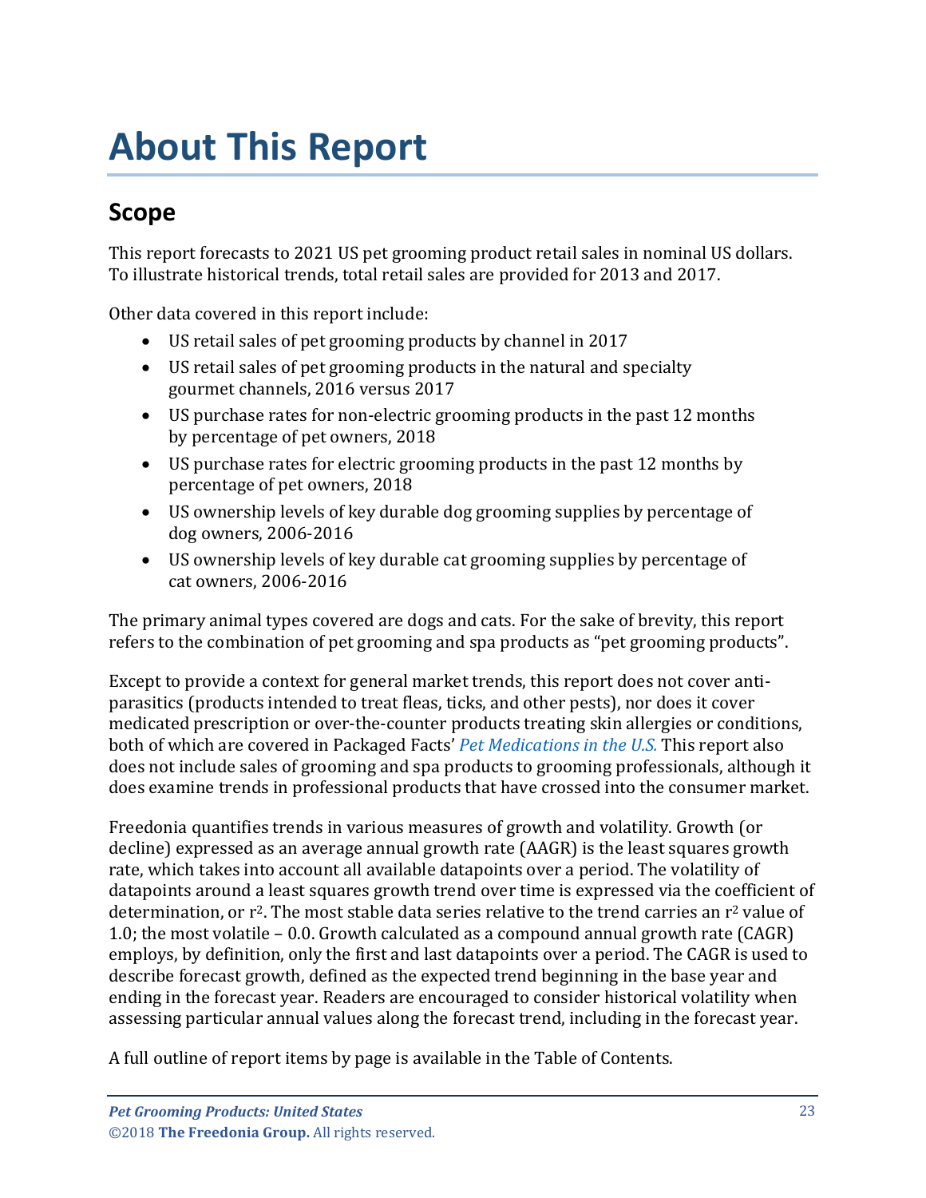# About This Report

## Scope

This report forecasts to 2021 US pet grooming product retail sales in nominal US dollars. To illustrate historical trends, total retail sales are provided for 2013 and 2017.

Other data covered in this report include:

- US retail sales of pet grooming products by channel in 2017
- US retail sales of pet grooming products in the natural and specialty gourmet channels, 2016 versus 2017
- US purchase rates for non-electric grooming products in the past 12 months by percentage of pet owners, 2018
- US purchase rates for electric grooming products in the past 12 months by percentage of pet owners, 2018
- US ownership levels of key durable dog grooming supplies by percentage of dog owners, 2006-2016
- US ownership levels of key durable cat grooming supplies by percentage of cat owners, 2006-2016

The primary animal types covered are dogs and cats. For the sake of brevity, this report refers to the combination of pet grooming and spa products as "pet grooming products".

Except to provide a context for general market trends, this report does not cover anti-parasitics (products intended to treat fleas, ticks, and other pests), nor does it cover medicated prescription or over-the-counter products treating skin allergies or conditions, both of which are covered in Packaged Facts' *Pet Medications in the U.S.* This report also does not include sales of grooming and spa products to grooming professionals, although it does examine trends in professional products that have crossed into the consumer market.

Freedonia quantifies trends in various measures of growth and volatility. Growth (or decline) expressed as an average annual growth rate (AAGR) is the least squares growth rate, which takes into account all available datapoints over a period. The volatility of datapoints around a least squares growth trend over time is expressed via the coefficient of determination, or $r^2$. The most stable data series relative to the trend carries an $r^2$ value of 1.0; the most volatile – 0.0. Growth calculated as a compound annual growth rate (CAGR) employs, by definition, only the first and last datapoints over a period. The CAGR is used to describe forecast growth, defined as the expected trend beginning in the base year and ending in the forecast year. Readers are encouraged to consider historical volatility when assessing particular annual values along the forecast trend, including in the forecast year.

A full outline of report items by page is available in the Table of Contents.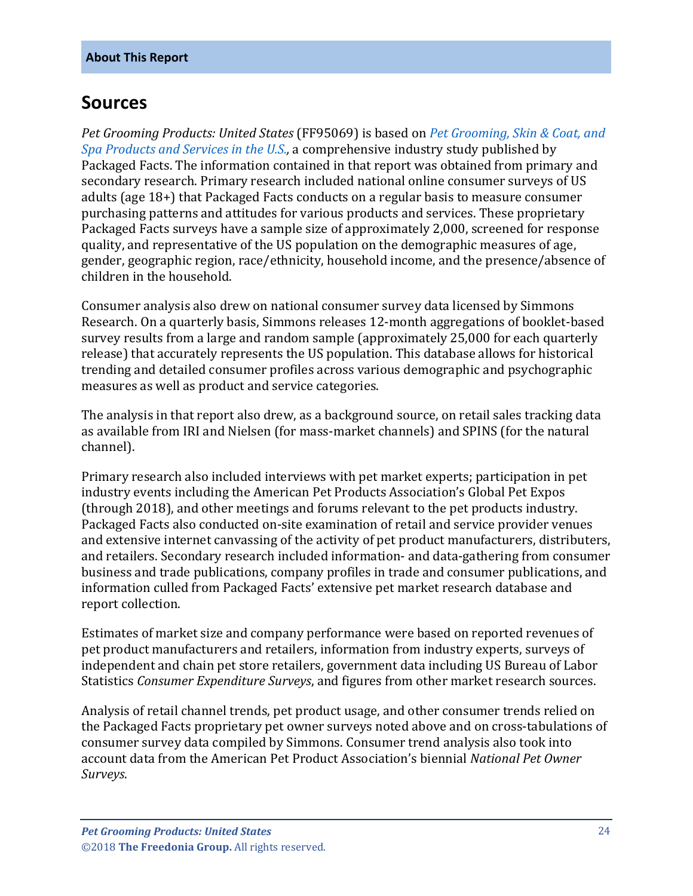## Sources

*Pet Grooming Products: United States* (FF95069) is based on *Pet Grooming, Skin & Coat, and Spa Products and Services in the U.S.,* a comprehensive industry study published by Packaged Facts. The information contained in that report was obtained from primary and secondary research. Primary research included national online consumer surveys of US adults (age 18+) that Packaged Facts conducts on a regular basis to measure consumer purchasing patterns and attitudes for various products and services. These proprietary Packaged Facts surveys have a sample size of approximately 2,000, screened for response quality, and representative of the US population on the demographic measures of age, gender, geographic region, race/ethnicity, household income, and the presence/absence of children in the household.

Consumer analysis also drew on national consumer survey data licensed by Simmons Research. On a quarterly basis, Simmons releases 12-month aggregations of booklet-based survey results from a large and random sample (approximately 25,000 for each quarterly release) that accurately represents the US population. This database allows for historical trending and detailed consumer profiles across various demographic and psychographic measures as well as product and service categories.

The analysis in that report also drew, as a background source, on retail sales tracking data as available from IRI and Nielsen (for mass-market channels) and SPINS (for the natural channel).

Primary research also included interviews with pet market experts; participation in pet industry events including the American Pet Products Association's Global Pet Expos (through 2018), and other meetings and forums relevant to the pet products industry. Packaged Facts also conducted on-site examination of retail and service provider venues and extensive internet canvassing of the activity of pet product manufacturers, distributers, and retailers. Secondary research included information- and data-gathering from consumer business and trade publications, company profiles in trade and consumer publications, and information culled from Packaged Facts' extensive pet market research database and report collection.

Estimates of market size and company performance were based on reported revenues of pet product manufacturers and retailers, information from industry experts, surveys of independent and chain pet store retailers, government data including US Bureau of Labor Statistics *Consumer Expenditure Surveys*, and figures from other market research sources.

Analysis of retail channel trends, pet product usage, and other consumer trends relied on the Packaged Facts proprietary pet owner surveys noted above and on cross-tabulations of consumer survey data compiled by Simmons. Consumer trend analysis also took into account data from the American Pet Product Association's biennial *National Pet Owner Surveys*.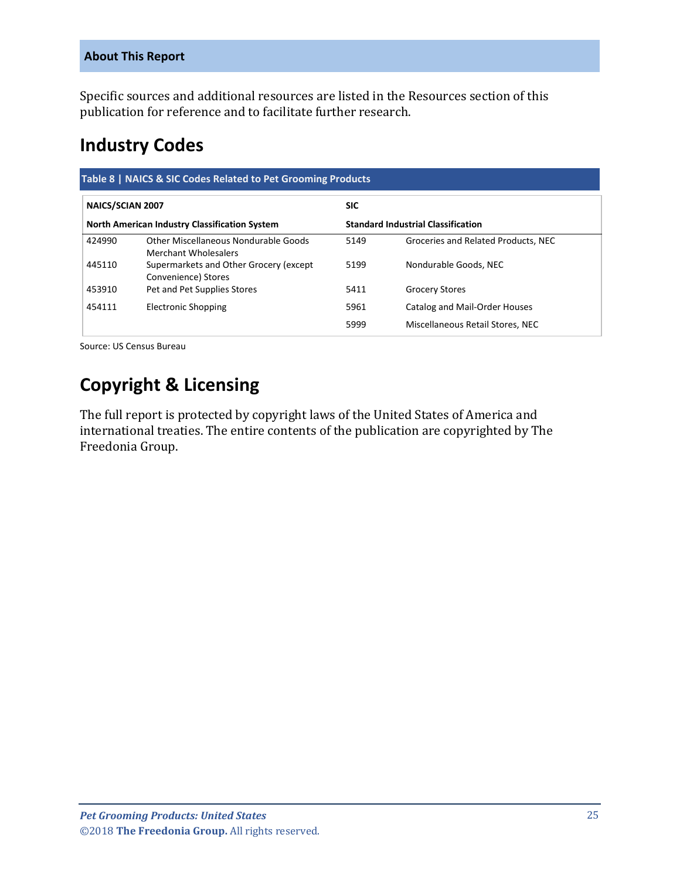Specific sources and additional resources are listed in the Resources section of this publication for reference and to facilitate further research.

## Industry Codes

**Table 8 | NAICS & SIC Codes Related to Pet Grooming Products**

| NAICS/SCIAN 2007 | | SIC | |
|---|---|---|---|
| **North American Industry Classification System** | | **Standard Industrial Classification** | |
| 424990 | Other Miscellaneous Nondurable Goods Merchant Wholesalers | 5149 | Groceries and Related Products, NEC |
| 445110 | Supermarkets and Other Grocery (except Convenience) Stores | 5199 | Nondurable Goods, NEC |
| 453910 | Pet and Pet Supplies Stores | 5411 | Grocery Stores |
| 454111 | Electronic Shopping | 5961 | Catalog and Mail-Order Houses |
| | | 5999 | Miscellaneous Retail Stores, NEC |

Source: US Census Bureau

## Copyright & Licensing

The full report is protected by copyright laws of the United States of America and international treaties. The entire contents of the publication are copyrighted by The Freedonia Group.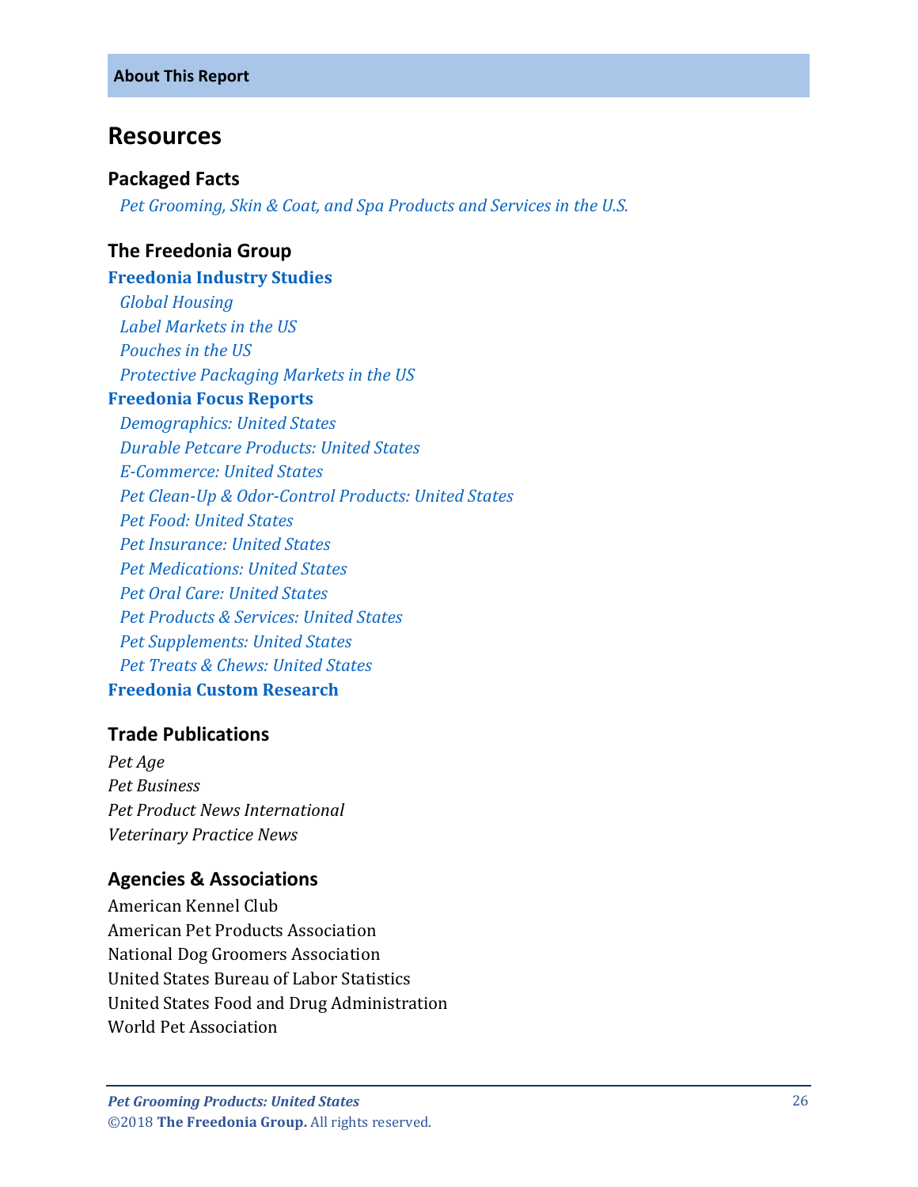# Resources

### Packaged Facts

*Pet Grooming, Skin & Coat, and Spa Products and Services in the U.S.*

### The Freedonia Group

**Freedonia Industry Studies**

*Global Housing*
*Label Markets in the US*
*Pouches in the US*
*Protective Packaging Markets in the US*

**Freedonia Focus Reports**

*Demographics: United States*
*Durable Petcare Products: United States*
*E-Commerce: United States*
*Pet Clean-Up & Odor-Control Products: United States*
*Pet Food: United States*
*Pet Insurance: United States*
*Pet Medications: United States*
*Pet Oral Care: United States*
*Pet Products & Services: United States*
*Pet Supplements: United States*
*Pet Treats & Chews: United States*

**Freedonia Custom Research**

### Trade Publications

*Pet Age*
*Pet Business*
*Pet Product News International*
*Veterinary Practice News*

### Agencies & Associations

American Kennel Club
American Pet Products Association
National Dog Groomers Association
United States Bureau of Labor Statistics
United States Food and Drug Administration
World Pet Association